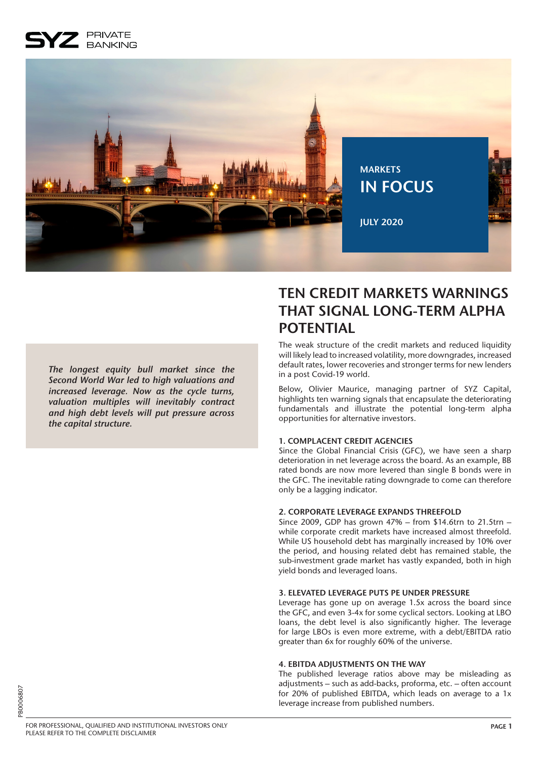SYZ PRIVATE BANKING

MARKETS
IN FOCUS

JULY 2020

*The longest equity bull market since the Second World War led to high valuations and increased leverage. Now as the cycle turns, valuation multiples will inevitably contract and high debt levels will put pressure across the capital structure.*

# TEN CREDIT MARKETS WARNINGS THAT SIGNAL LONG-TERM ALPHA POTENTIAL

The weak structure of the credit markets and reduced liquidity will likely lead to increased volatility, more downgrades, increased default rates, lower recoveries and stronger terms for new lenders in a post Covid-19 world.

Below, Olivier Maurice, managing partner of SYZ Capital, highlights ten warning signals that encapsulate the deteriorating fundamentals and illustrate the potential long-term alpha opportunities for alternative investors.

### 1. COMPLACENT CREDIT AGENCIES

Since the Global Financial Crisis (GFC), we have seen a sharp deterioration in net leverage across the board. As an example, BB rated bonds are now more levered than single B bonds were in the GFC. The inevitable rating downgrade to come can therefore only be a lagging indicator.

### 2. CORPORATE LEVERAGE EXPANDS THREEFOLD

Since 2009, GDP has grown 47% – from $14.6trn to 21.5trn – while corporate credit markets have increased almost threefold. While US household debt has marginally increased by 10% over the period, and housing related debt has remained stable, the sub-investment grade market has vastly expanded, both in high yield bonds and leveraged loans.

### 3. ELEVATED LEVERAGE PUTS PE UNDER PRESSURE

Leverage has gone up on average 1.5x across the board since the GFC, and even 3-4x for some cyclical sectors. Looking at LBO loans, the debt level is also significantly higher. The leverage for large LBOs is even more extreme, with a debt/EBITDA ratio greater than 6x for roughly 60% of the universe.

### 4. EBITDA ADJUSTMENTS ON THE WAY

The published leverage ratios above may be misleading as adjustments – such as add-backs, proforma, etc. – often account for 20% of published EBITDA, which leads on average to a 1x leverage increase from published numbers.

PB0006807

FOR PROFESSIONAL, QUALIFIED AND INSTITUTIONAL INVESTORS ONLY
PLEASE REFER TO THE COMPLETE DISCLAIMER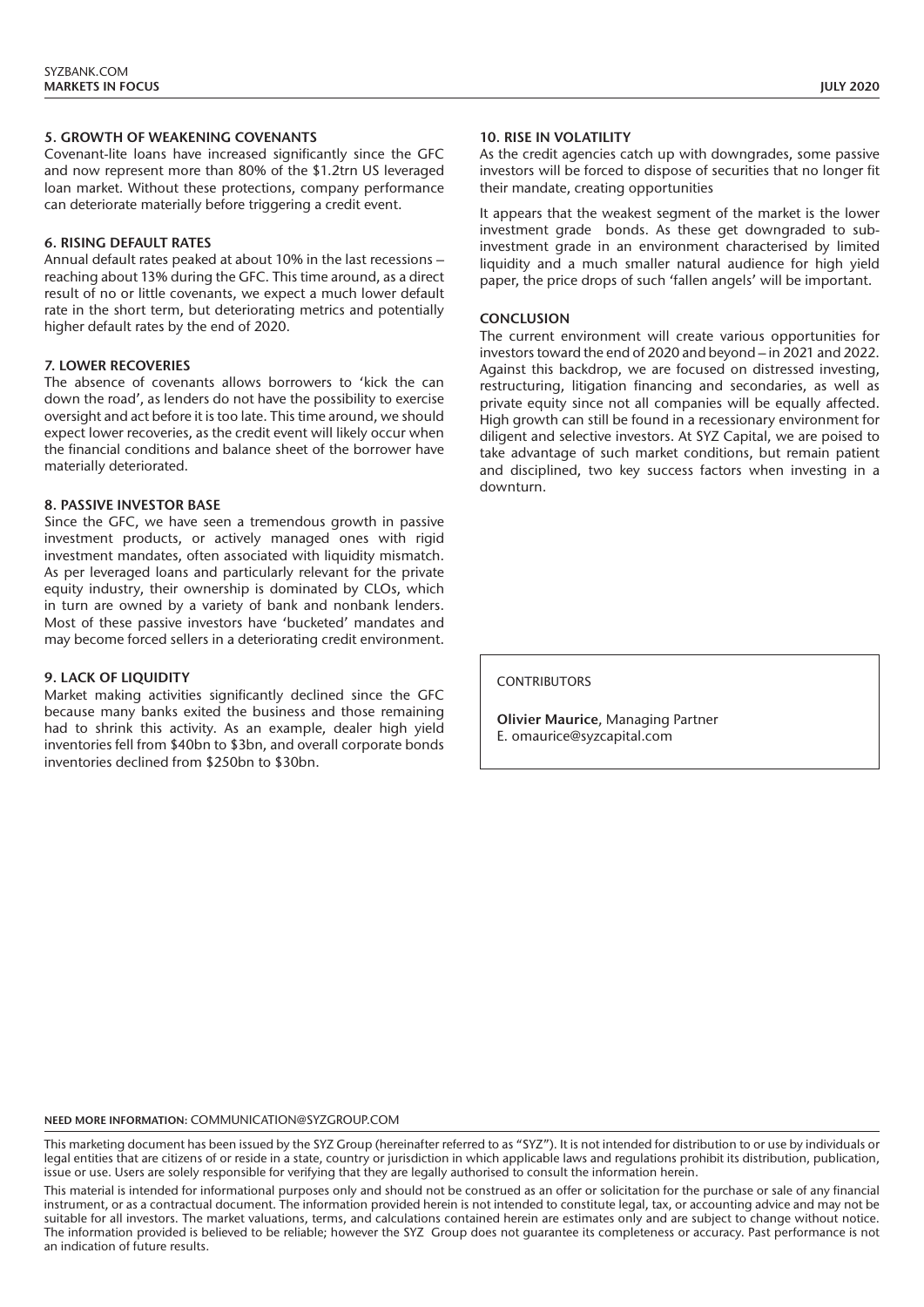### 5. GROWTH OF WEAKENING COVENANTS

Covenant-lite loans have increased significantly since the GFC and now represent more than 80% of the $1.2trn US leveraged loan market. Without these protections, company performance can deteriorate materially before triggering a credit event.

### 6. RISING DEFAULT RATES

Annual default rates peaked at about 10% in the last recessions – reaching about 13% during the GFC. This time around, as a direct result of no or little covenants, we expect a much lower default rate in the short term, but deteriorating metrics and potentially higher default rates by the end of 2020.

### 7. LOWER RECOVERIES

The absence of covenants allows borrowers to 'kick the can down the road', as lenders do not have the possibility to exercise oversight and act before it is too late. This time around, we should expect lower recoveries, as the credit event will likely occur when the financial conditions and balance sheet of the borrower have materially deteriorated.

### 8. PASSIVE INVESTOR BASE

Since the GFC, we have seen a tremendous growth in passive investment products, or actively managed ones with rigid investment mandates, often associated with liquidity mismatch. As per leveraged loans and particularly relevant for the private equity industry, their ownership is dominated by CLOs, which in turn are owned by a variety of bank and nonbank lenders. Most of these passive investors have 'bucketed' mandates and may become forced sellers in a deteriorating credit environment.

### 9. LACK OF LIQUIDITY

Market making activities significantly declined since the GFC because many banks exited the business and those remaining had to shrink this activity. As an example, dealer high yield inventories fell from $40bn to $3bn, and overall corporate bonds inventories declined from $250bn to $30bn.

### 10. RISE IN VOLATILITY

As the credit agencies catch up with downgrades, some passive investors will be forced to dispose of securities that no longer fit their mandate, creating opportunities

It appears that the weakest segment of the market is the lower investment grade bonds. As these get downgraded to sub-investment grade in an environment characterised by limited liquidity and a much smaller natural audience for high yield paper, the price drops of such 'fallen angels' will be important.

### CONCLUSION

The current environment will create various opportunities for investors toward the end of 2020 and beyond – in 2021 and 2022. Against this backdrop, we are focused on distressed investing, restructuring, litigation financing and secondaries, as well as private equity since not all companies will be equally affected. High growth can still be found in a recessionary environment for diligent and selective investors. At SYZ Capital, we are poised to take advantage of such market conditions, but remain patient and disciplined, two key success factors when investing in a downturn.

CONTRIBUTORS

**Olivier Maurice**, Managing Partner
E. omaurice@syzcapital.com

**NEED MORE INFORMATION:** COMMUNICATION@SYZGROUP.COM

This marketing document has been issued by the SYZ Group (hereinafter referred to as "SYZ"). It is not intended for distribution to or use by individuals or legal entities that are citizens of or reside in a state, country or jurisdiction in which applicable laws and regulations prohibit its distribution, publication, issue or use. Users are solely responsible for verifying that they are legally authorised to consult the information herein.

This material is intended for informational purposes only and should not be construed as an offer or solicitation for the purchase or sale of any financial instrument, or as a contractual document. The information provided herein is not intended to constitute legal, tax, or accounting advice and may not be suitable for all investors. The market valuations, terms, and calculations contained herein are estimates only and are subject to change without notice. The information provided is believed to be reliable; however the SYZ Group does not guarantee its completeness or accuracy. Past performance is not an indication of future results.